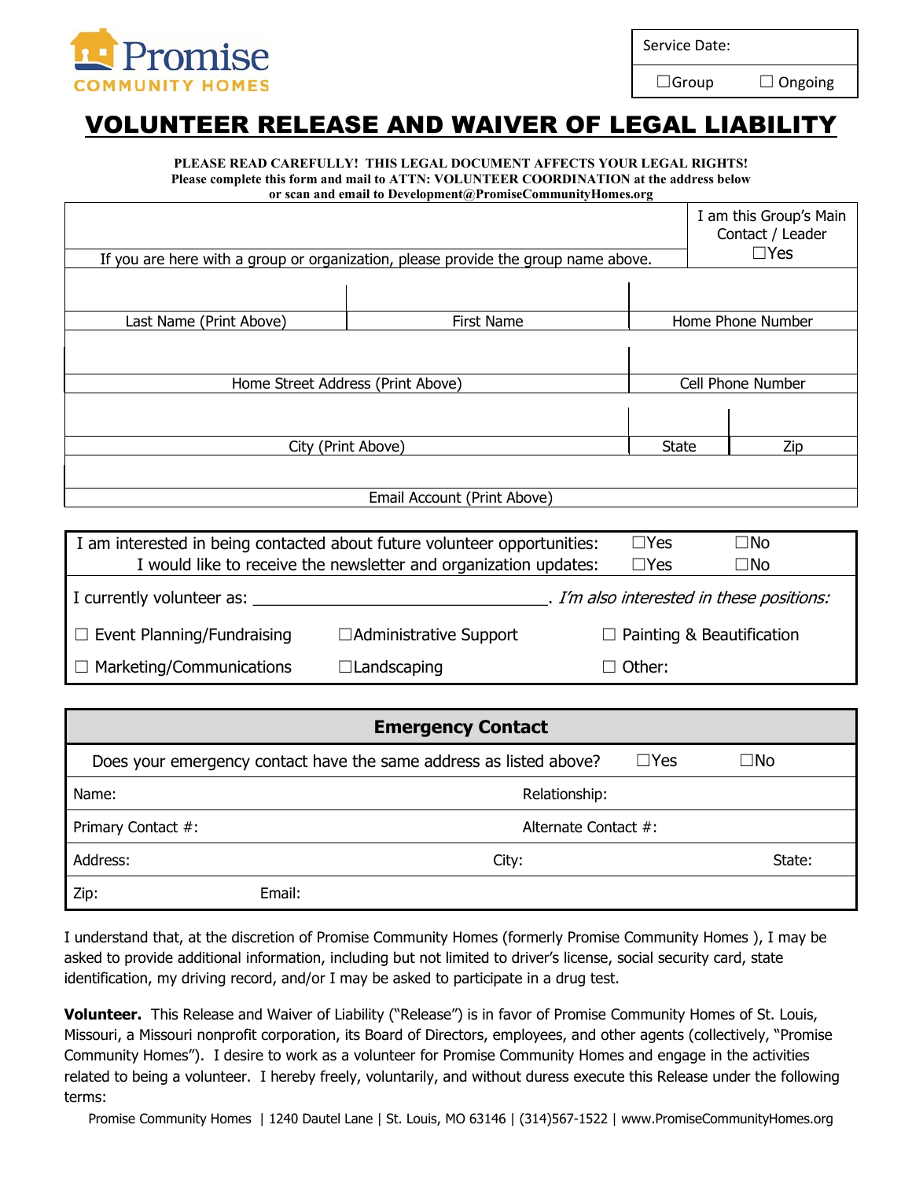Promise COMMUNITY HOMES

| Service Date: | |
|---|---|
| ☐Group | ☐ Ongoing |

# VOLUNTEER RELEASE AND WAIVER OF LEGAL LIABILITY

**PLEASE READ CAREFULLY! THIS LEGAL DOCUMENT AFFECTS YOUR LEGAL RIGHTS!**
**Please complete this form and mail to ATTN: VOLUNTEER COORDINATION at the address below or scan and email to Development@PromiseCommunityHomes.org**

| | | | |
|---|---|---|---|
| If you are here with a group or organization, please provide the group name above. | | | I am this Group's Main Contact / Leader ☐Yes |
| Last Name (Print Above) | First Name | Home Phone Number | |
| Home Street Address (Print Above) | | Cell Phone Number | |
| City (Print Above) | | State | Zip |
| Email Account (Print Above) | | | |

| | | |
|---|---|---|
| I am interested in being contacted about future volunteer opportunities: | ☐Yes | ☐No |
| I would like to receive the newsletter and organization updates: | ☐Yes | ☐No |

I currently volunteer as: ______________________________. *I'm also interested in these positions:*

| | | |
|---|---|---|
| ☐ Event Planning/Fundraising | ☐Administrative Support | ☐ Painting & Beautification |
| ☐ Marketing/Communications | ☐Landscaping | ☐ Other: |

| **Emergency Contact** | | |
|---|---|---|
| Does your emergency contact have the same address as listed above? ☐Yes ☐No | | |
| Name: | Relationship: | |
| Primary Contact #: | Alternate Contact #: | |
| Address: | City: | State: |
| Zip: | Email: | |

I understand that, at the discretion of Promise Community Homes (formerly Promise Community Homes ), I may be asked to provide additional information, including but not limited to driver's license, social security card, state identification, my driving record, and/or I may be asked to participate in a drug test.

**Volunteer.** This Release and Waiver of Liability ("Release") is in favor of Promise Community Homes of St. Louis, Missouri, a Missouri nonprofit corporation, its Board of Directors, employees, and other agents (collectively, "Promise Community Homes"). I desire to work as a volunteer for Promise Community Homes and engage in the activities related to being a volunteer. I hereby freely, voluntarily, and without duress execute this Release under the following terms:

Promise Community Homes | 1240 Dautel Lane | St. Louis, MO 63146 | (314)567-1522 | www.PromiseCommunityHomes.org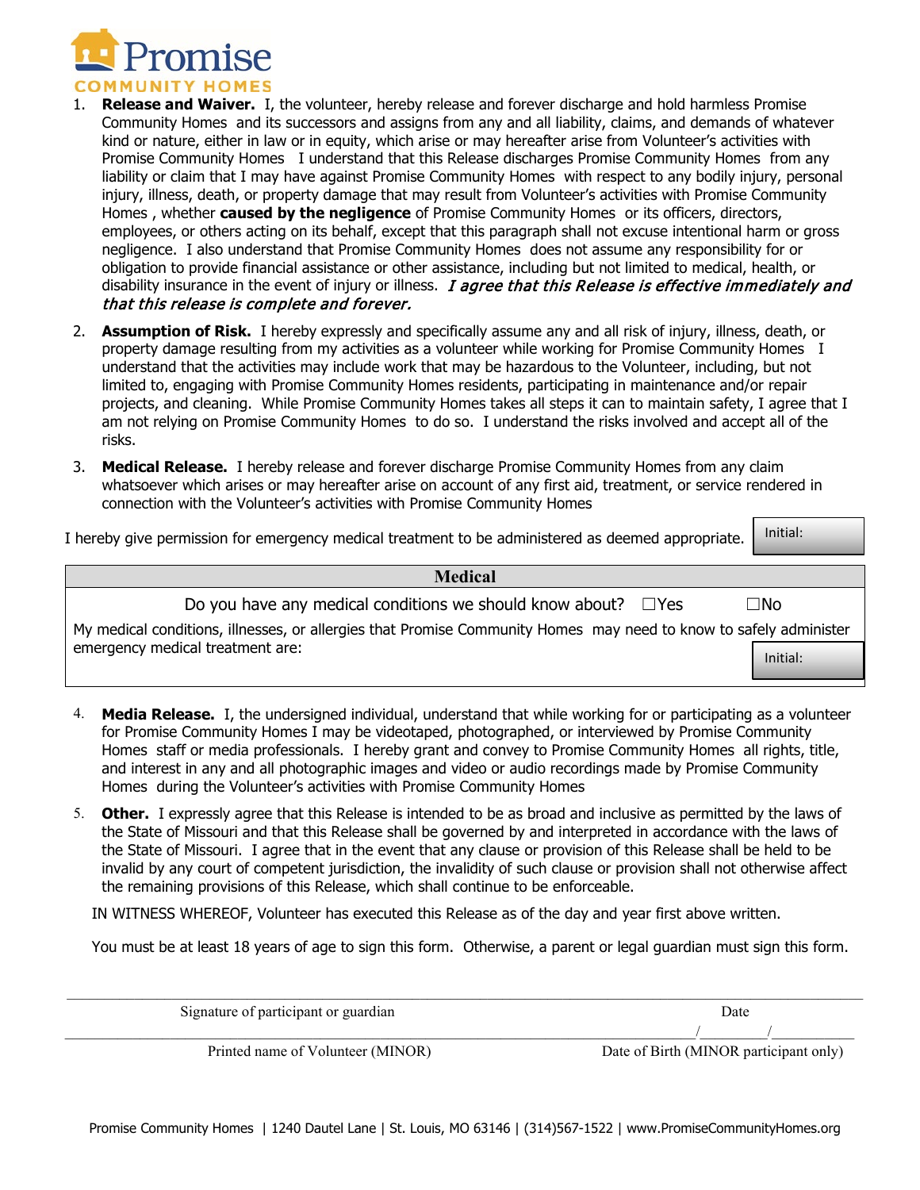Promise COMMUNITY HOMES

1. **Release and Waiver.** I, the volunteer, hereby release and forever discharge and hold harmless Promise Community Homes and its successors and assigns from any and all liability, claims, and demands of whatever kind or nature, either in law or in equity, which arise or may hereafter arise from Volunteer's activities with Promise Community Homes I understand that this Release discharges Promise Community Homes from any liability or claim that I may have against Promise Community Homes with respect to any bodily injury, personal injury, illness, death, or property damage that may result from Volunteer's activities with Promise Community Homes , whether **caused by the negligence** of Promise Community Homes or its officers, directors, employees, or others acting on its behalf, except that this paragraph shall not excuse intentional harm or gross negligence. I also understand that Promise Community Homes does not assume any responsibility for or obligation to provide financial assistance or other assistance, including but not limited to medical, health, or disability insurance in the event of injury or illness. *I agree that this Release is effective immediately and that this release is complete and forever.*

2. **Assumption of Risk.** I hereby expressly and specifically assume any and all risk of injury, illness, death, or property damage resulting from my activities as a volunteer while working for Promise Community Homes I understand that the activities may include work that may be hazardous to the Volunteer, including, but not limited to, engaging with Promise Community Homes residents, participating in maintenance and/or repair projects, and cleaning. While Promise Community Homes takes all steps it can to maintain safety, I agree that I am not relying on Promise Community Homes to do so. I understand the risks involved and accept all of the risks.

3. **Medical Release.** I hereby release and forever discharge Promise Community Homes from any claim whatsoever which arises or may hereafter arise on account of any first aid, treatment, or service rendered in connection with the Volunteer's activities with Promise Community Homes

I hereby give permission for emergency medical treatment to be administered as deemed appropriate. Initial:

| Medical |
|---|
| Do you have any medical conditions we should know about? ☐Yes ☐No |
| My medical conditions, illnesses, or allergies that Promise Community Homes may need to know to safely administer emergency medical treatment are: Initial: |

4. **Media Release.** I, the undersigned individual, understand that while working for or participating as a volunteer for Promise Community Homes I may be videotaped, photographed, or interviewed by Promise Community Homes staff or media professionals. I hereby grant and convey to Promise Community Homes all rights, title, and interest in any and all photographic images and video or audio recordings made by Promise Community Homes during the Volunteer's activities with Promise Community Homes

5. **Other.** I expressly agree that this Release is intended to be as broad and inclusive as permitted by the laws of the State of Missouri and that this Release shall be governed by and interpreted in accordance with the laws of the State of Missouri. I agree that in the event that any clause or provision of this Release shall be held to be invalid by any court of competent jurisdiction, the invalidity of such clause or provision shall not otherwise affect the remaining provisions of this Release, which shall continue to be enforceable.

IN WITNESS WHEREOF, Volunteer has executed this Release as of the day and year first above written.

You must be at least 18 years of age to sign this form. Otherwise, a parent or legal guardian must sign this form.

______________________________________________ Signature of participant or guardian

__________ Date

______________________________________________ Printed name of Volunteer (MINOR)

_____/_____/_____ Date of Birth (MINOR participant only)

Promise Community Homes | 1240 Dautel Lane | St. Louis, MO 63146 | (314)567-1522 | www.PromiseCommunityHomes.org